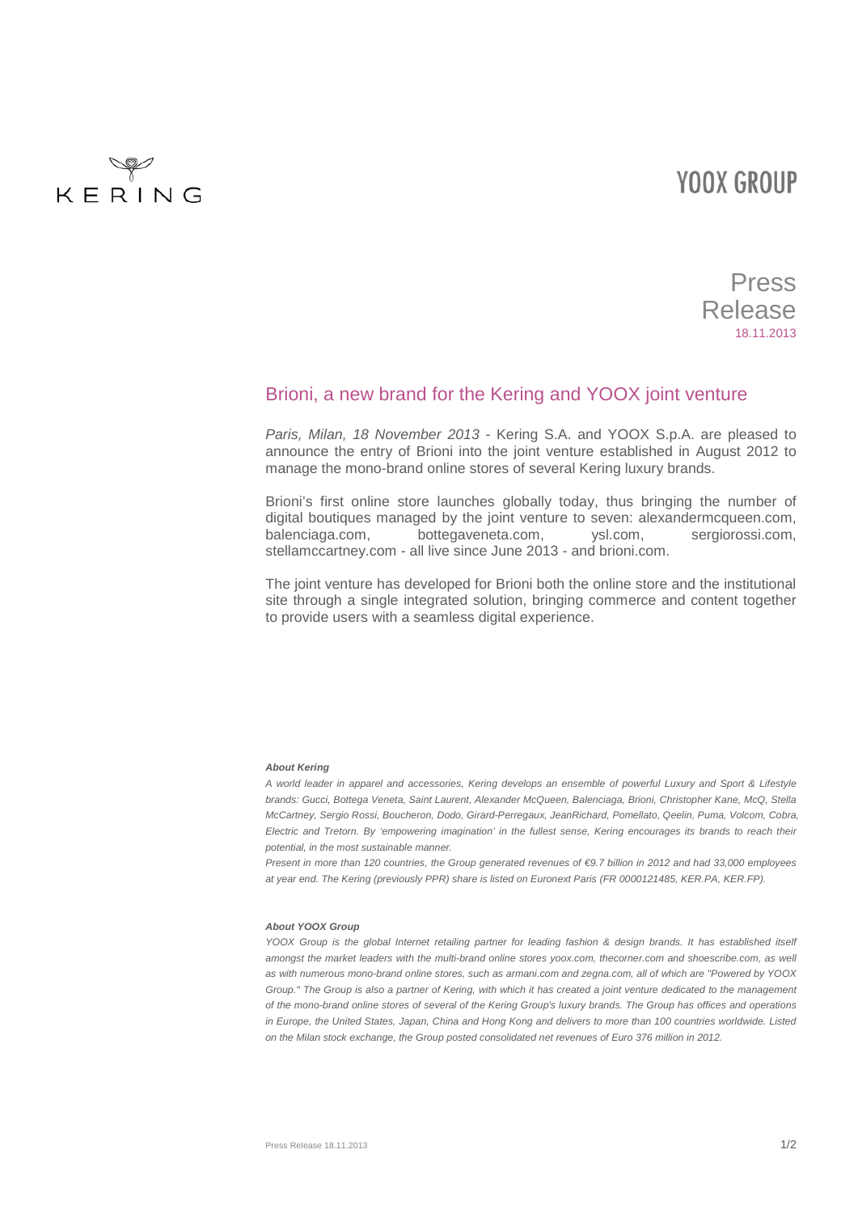KERING

YOOX GROUP

Press Release
18.11.2013

## Brioni, a new brand for the Kering and YOOX joint venture

*Paris, Milan, 18 November 2013* - Kering S.A. and YOOX S.p.A. are pleased to announce the entry of Brioni into the joint venture established in August 2012 to manage the mono-brand online stores of several Kering luxury brands.

Brioni's first online store launches globally today, thus bringing the number of digital boutiques managed by the joint venture to seven: alexandermcqueen.com, balenciaga.com, bottegaveneta.com, ysl.com, sergiorossi.com, stellamccartney.com - all live since June 2013 - and brioni.com.

The joint venture has developed for Brioni both the online store and the institutional site through a single integrated solution, bringing commerce and content together to provide users with a seamless digital experience.

***About Kering***

*A world leader in apparel and accessories, Kering develops an ensemble of powerful Luxury and Sport & Lifestyle brands: Gucci, Bottega Veneta, Saint Laurent, Alexander McQueen, Balenciaga, Brioni, Christopher Kane, McQ, Stella McCartney, Sergio Rossi, Boucheron, Dodo, Girard-Perregaux, JeanRichard, Pomellato, Qeelin, Puma, Volcom, Cobra, Electric and Tretorn. By 'empowering imagination' in the fullest sense, Kering encourages its brands to reach their potential, in the most sustainable manner.*

*Present in more than 120 countries, the Group generated revenues of €9.7 billion in 2012 and had 33,000 employees at year end. The Kering (previously PPR) share is listed on Euronext Paris (FR 0000121485, KER.PA, KER.FP).*

***About YOOX Group***

*YOOX Group is the global Internet retailing partner for leading fashion & design brands. It has established itself amongst the market leaders with the multi-brand online stores yoox.com, thecorner.com and shoescribe.com, as well as with numerous mono-brand online stores, such as armani.com and zegna.com, all of which are "Powered by YOOX Group." The Group is also a partner of Kering, with which it has created a joint venture dedicated to the management of the mono-brand online stores of several of the Kering Group's luxury brands. The Group has offices and operations in Europe, the United States, Japan, China and Hong Kong and delivers to more than 100 countries worldwide. Listed on the Milan stock exchange, the Group posted consolidated net revenues of Euro 376 million in 2012.*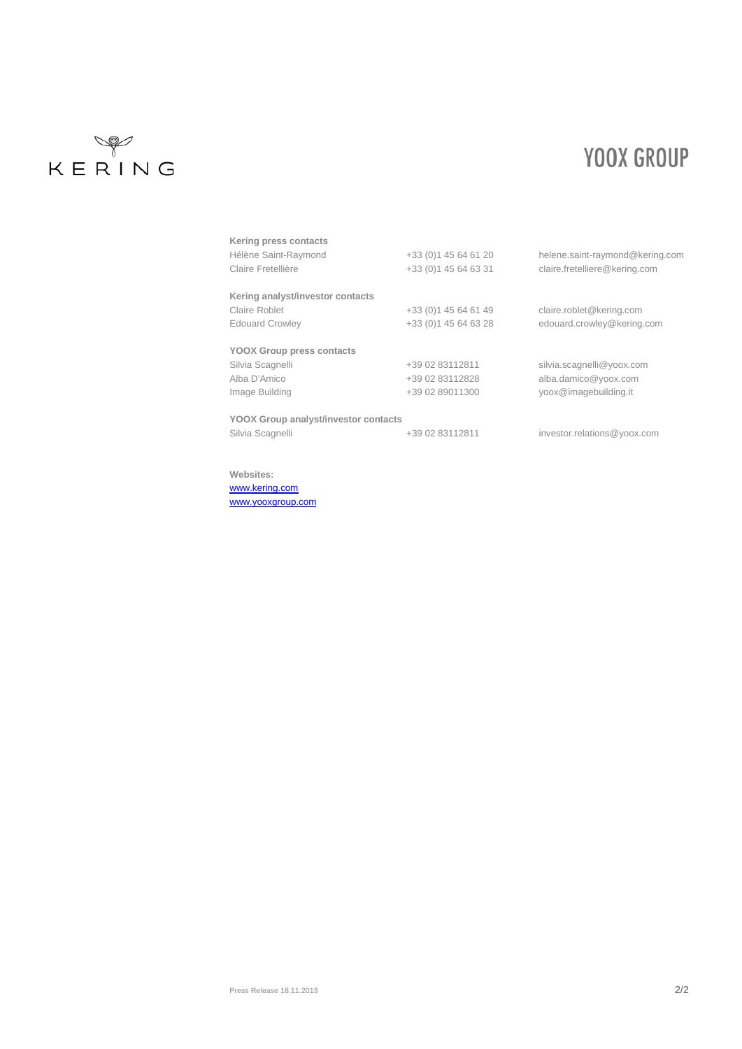**Kering press contacts**

| | | |
|---|---|---|
| Hélène Saint-Raymond | +33 (0)1 45 64 61 20 | helene.saint-raymond@kering.com |
| Claire Fretellière | +33 (0)1 45 64 63 31 | claire.fretelliere@kering.com |

**Kering analyst/investor contacts**

| | | |
|---|---|---|
| Claire Roblet | +33 (0)1 45 64 61 49 | claire.roblet@kering.com |
| Edouard Crowley | +33 (0)1 45 64 63 28 | edouard.crowley@kering.com |

**YOOX Group press contacts**

| | | |
|---|---|---|
| Silvia Scagnelli | +39 02 83112811 | silvia.scagnelli@yoox.com |
| Alba D'Amico | +39 02 83112828 | alba.damico@yoox.com |
| Image Building | +39 02 89011300 | yoox@imagebuilding.it |

**YOOX Group analyst/investor contacts**

| | | |
|---|---|---|
| Silvia Scagnelli | +39 02 83112811 | investor.relations@yoox.com |

**Websites:**
www.kering.com
www.yooxgroup.com